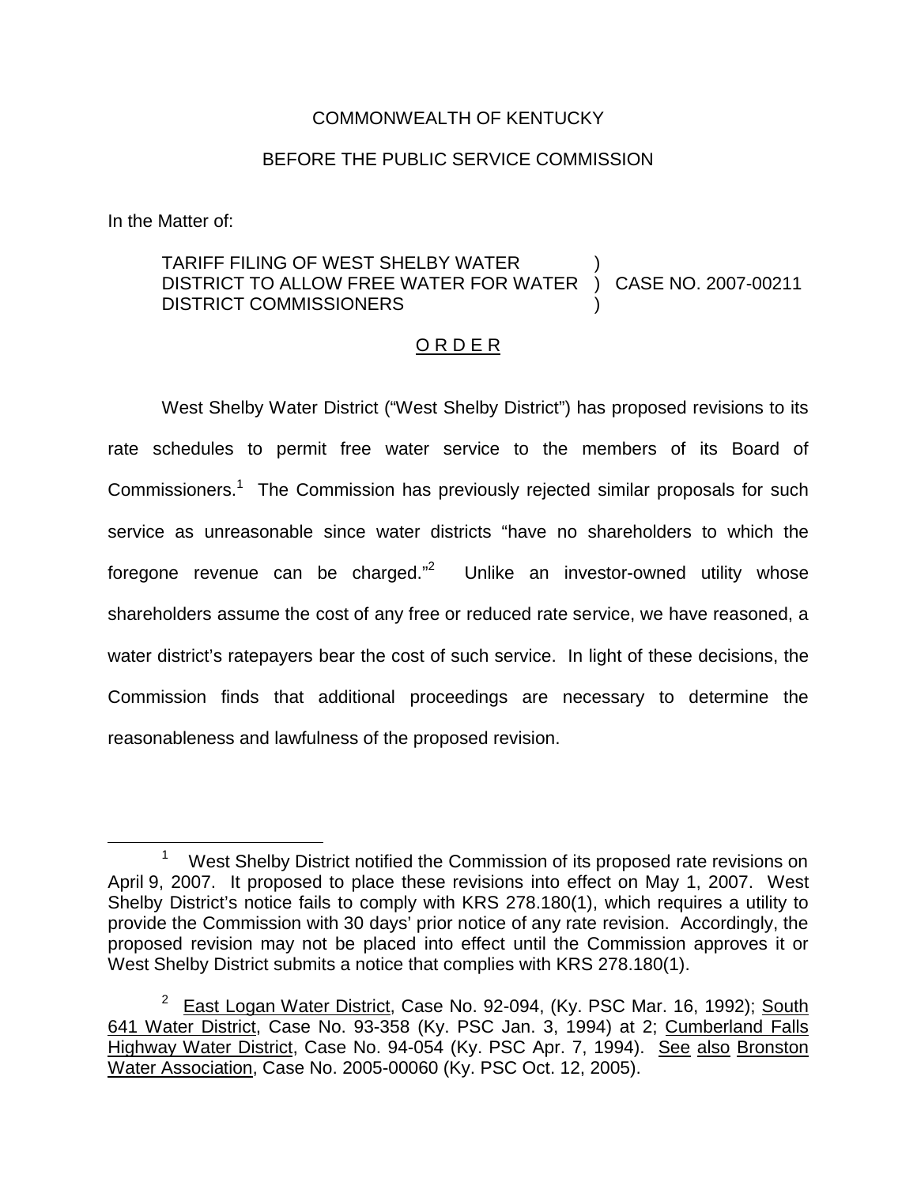COMMONWEALTH OF KENTUCKY

BEFORE THE PUBLIC SERVICE COMMISSION

In the Matter of:

TARIFF FILING OF WEST SHELBY WATER DISTRICT TO ALLOW FREE WATER FOR WATER DISTRICT COMMISSIONERS ) CASE NO. 2007-00211

<u>O R D E R</u>

West Shelby Water District ("West Shelby District") has proposed revisions to its rate schedules to permit free water service to the members of its Board of Commissioners.[1] The Commission has previously rejected similar proposals for such service as unreasonable since water districts "have no shareholders to which the foregone revenue can be charged."[2] Unlike an investor-owned utility whose shareholders assume the cost of any free or reduced rate service, we have reasoned, a water district's ratepayers bear the cost of such service. In light of these decisions, the Commission finds that additional proceedings are necessary to determine the reasonableness and lawfulness of the proposed revision.

---

[1] West Shelby District notified the Commission of its proposed rate revisions on April 9, 2007. It proposed to place these revisions into effect on May 1, 2007. West Shelby District's notice fails to comply with KRS 278.180(1), which requires a utility to provide the Commission with 30 days' prior notice of any rate revision. Accordingly, the proposed revision may not be placed into effect until the Commission approves it or West Shelby District submits a notice that complies with KRS 278.180(1).

[2] <u>East Logan Water District</u>, Case No. 92-094, (Ky. PSC Mar. 16, 1992); <u>South 641 Water District</u>, Case No. 93-358 (Ky. PSC Jan. 3, 1994) at 2; <u>Cumberland Falls Highway Water District</u>, Case No. 94-054 (Ky. PSC Apr. 7, 1994). <u>See also</u> <u>Bronston Water Association</u>, Case No. 2005-00060 (Ky. PSC Oct. 12, 2005).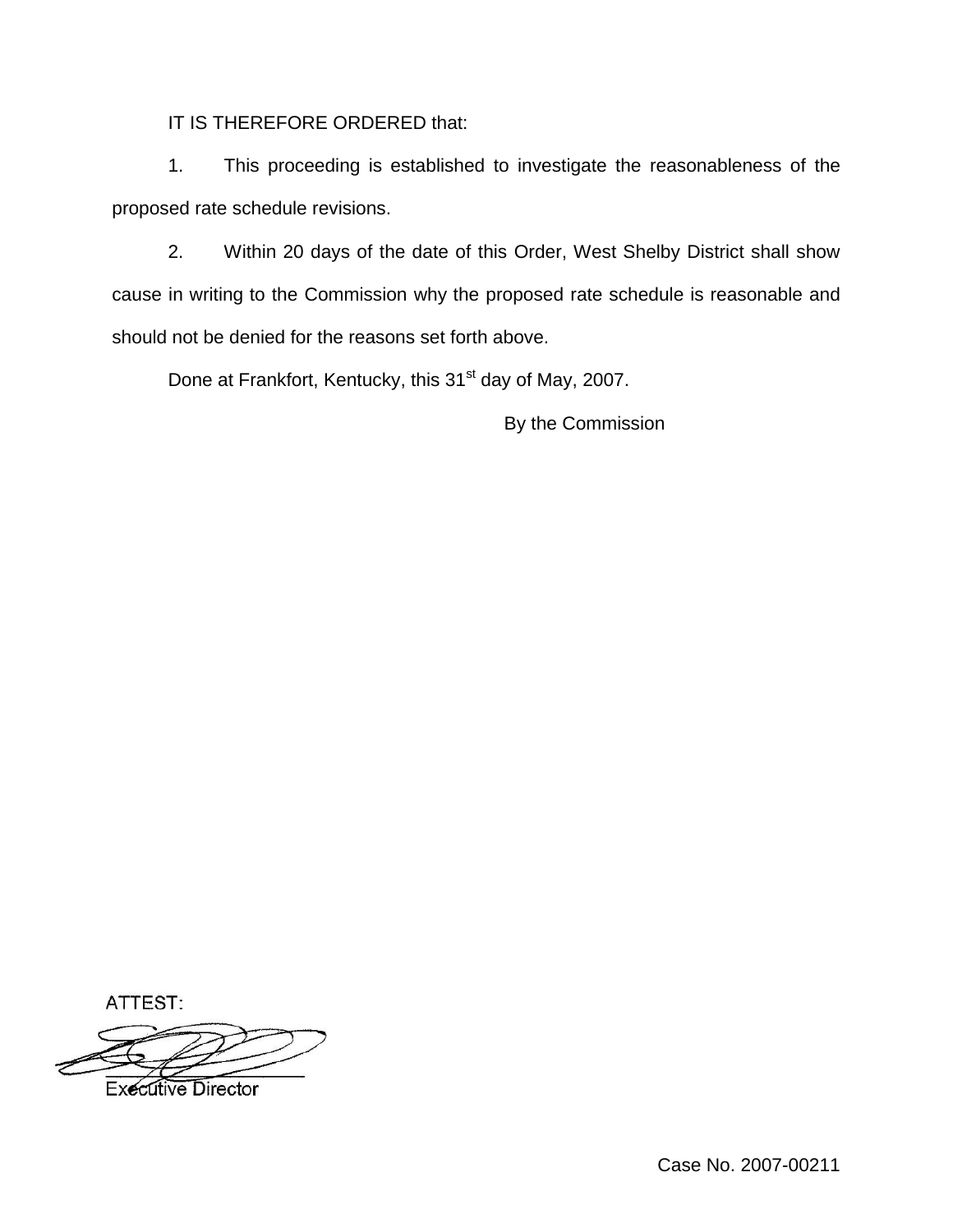IT IS THEREFORE ORDERED that:

1. This proceeding is established to investigate the reasonableness of the proposed rate schedule revisions.

2. Within 20 days of the date of this Order, West Shelby District shall show cause in writing to the Commission why the proposed rate schedule is reasonable and should not be denied for the reasons set forth above.

Done at Frankfort, Kentucky, this 31st day of May, 2007.

By the Commission

ATTEST:

Executive Director

Case No. 2007-00211